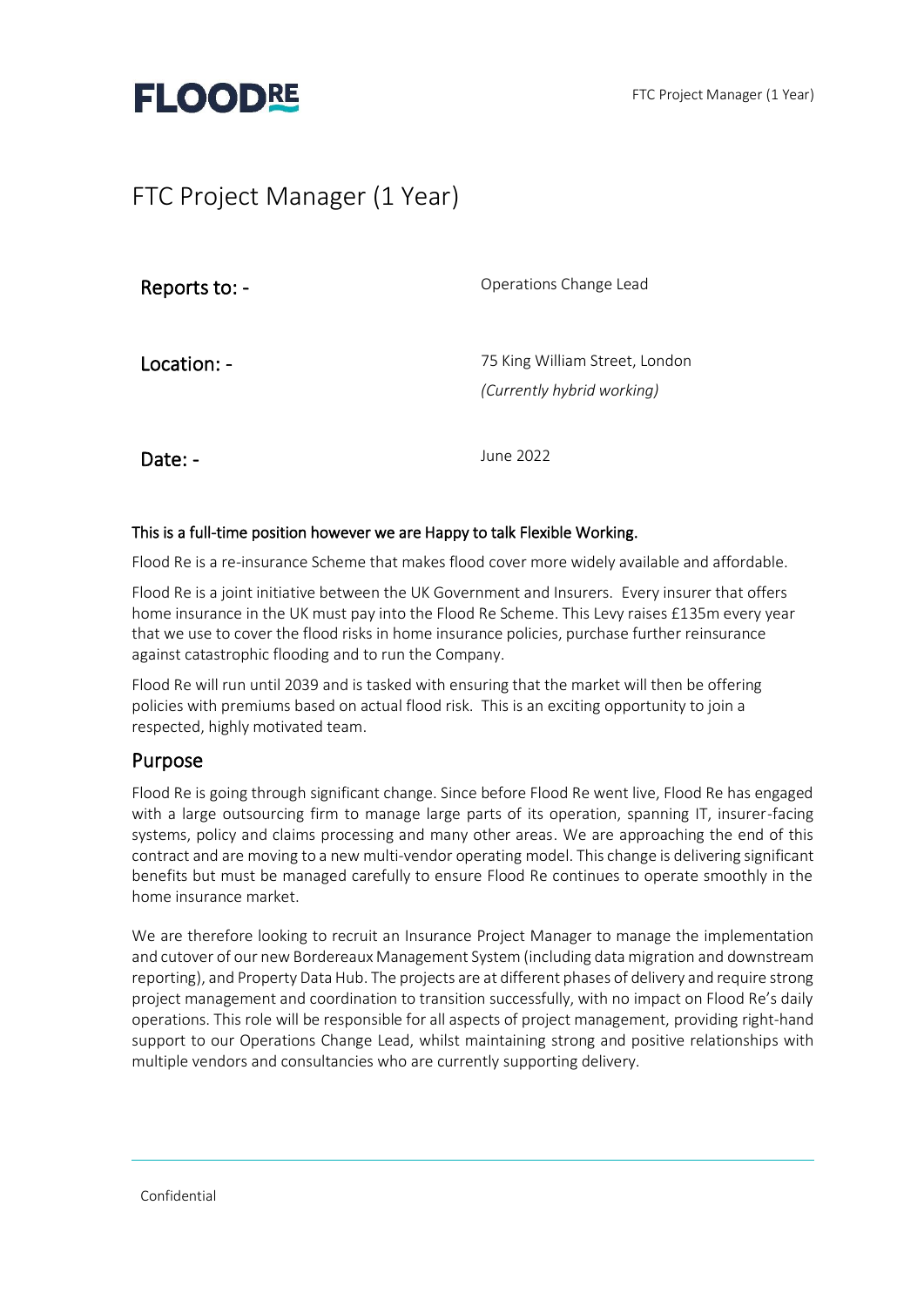# FTC Project Manager (1 Year)

| | |
|---|---|
| Reports to: - | Operations Change Lead |
| Location: - | 75 King William Street, London<br>*(Currently hybrid working)* |
| Date: - | June 2022 |

**This is a full-time position however we are Happy to talk Flexible Working.**

Flood Re is a re-insurance Scheme that makes flood cover more widely available and affordable.

Flood Re is a joint initiative between the UK Government and Insurers. Every insurer that offers home insurance in the UK must pay into the Flood Re Scheme. This Levy raises £135m every year that we use to cover the flood risks in home insurance policies, purchase further reinsurance against catastrophic flooding and to run the Company.

Flood Re will run until 2039 and is tasked with ensuring that the market will then be offering policies with premiums based on actual flood risk. This is an exciting opportunity to join a respected, highly motivated team.

## Purpose

Flood Re is going through significant change. Since before Flood Re went live, Flood Re has engaged with a large outsourcing firm to manage large parts of its operation, spanning IT, insurer-facing systems, policy and claims processing and many other areas. We are approaching the end of this contract and are moving to a new multi-vendor operating model. This change is delivering significant benefits but must be managed carefully to ensure Flood Re continues to operate smoothly in the home insurance market.

We are therefore looking to recruit an Insurance Project Manager to manage the implementation and cutover of our new Bordereaux Management System (including data migration and downstream reporting), and Property Data Hub. The projects are at different phases of delivery and require strong project management and coordination to transition successfully, with no impact on Flood Re's daily operations. This role will be responsible for all aspects of project management, providing right-hand support to our Operations Change Lead, whilst maintaining strong and positive relationships with multiple vendors and consultancies who are currently supporting delivery.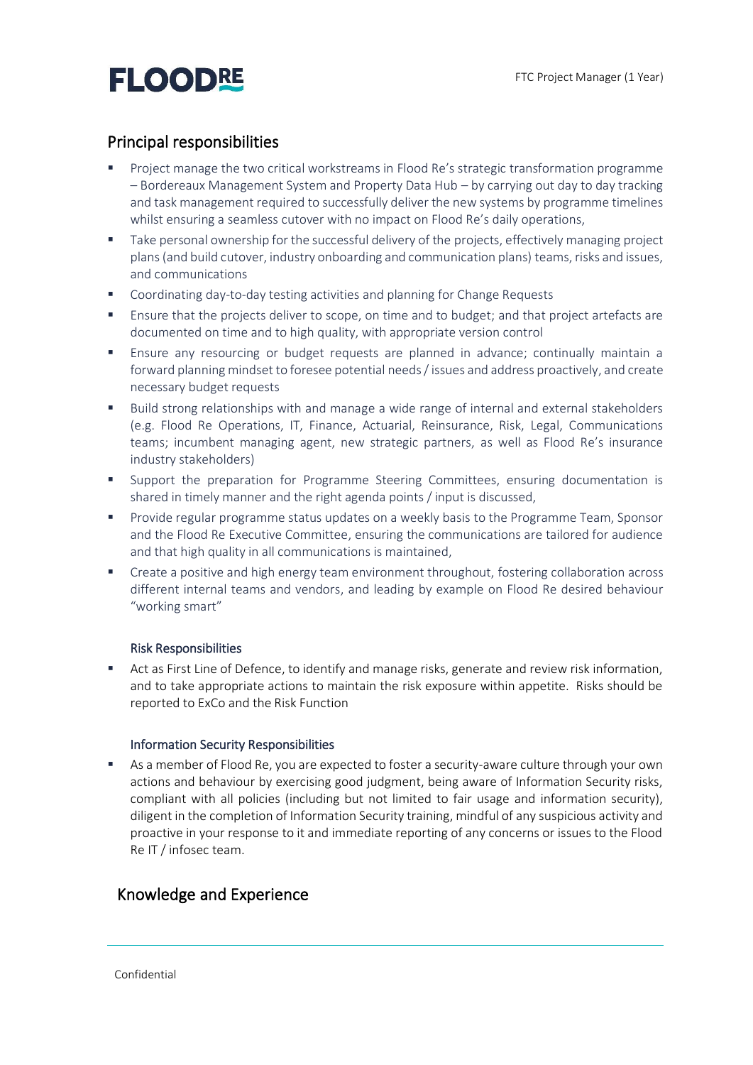## Principal responsibilities

- Project manage the two critical workstreams in Flood Re's strategic transformation programme – Bordereaux Management System and Property Data Hub – by carrying out day to day tracking and task management required to successfully deliver the new systems by programme timelines whilst ensuring a seamless cutover with no impact on Flood Re's daily operations,
- Take personal ownership for the successful delivery of the projects, effectively managing project plans (and build cutover, industry onboarding and communication plans) teams, risks and issues, and communications
- Coordinating day-to-day testing activities and planning for Change Requests
- Ensure that the projects deliver to scope, on time and to budget; and that project artefacts are documented on time and to high quality, with appropriate version control
- Ensure any resourcing or budget requests are planned in advance; continually maintain a forward planning mindset to foresee potential needs / issues and address proactively, and create necessary budget requests
- Build strong relationships with and manage a wide range of internal and external stakeholders (e.g. Flood Re Operations, IT, Finance, Actuarial, Reinsurance, Risk, Legal, Communications teams; incumbent managing agent, new strategic partners, as well as Flood Re's insurance industry stakeholders)
- Support the preparation for Programme Steering Committees, ensuring documentation is shared in timely manner and the right agenda points / input is discussed,
- Provide regular programme status updates on a weekly basis to the Programme Team, Sponsor and the Flood Re Executive Committee, ensuring the communications are tailored for audience and that high quality in all communications is maintained,
- Create a positive and high energy team environment throughout, fostering collaboration across different internal teams and vendors, and leading by example on Flood Re desired behaviour "working smart"

### Risk Responsibilities

- Act as First Line of Defence, to identify and manage risks, generate and review risk information, and to take appropriate actions to maintain the risk exposure within appetite. Risks should be reported to ExCo and the Risk Function

### Information Security Responsibilities

- As a member of Flood Re, you are expected to foster a security-aware culture through your own actions and behaviour by exercising good judgment, being aware of Information Security risks, compliant with all policies (including but not limited to fair usage and information security), diligent in the completion of Information Security training, mindful of any suspicious activity and proactive in your response to it and immediate reporting of any concerns or issues to the Flood Re IT / infosec team.

## Knowledge and Experience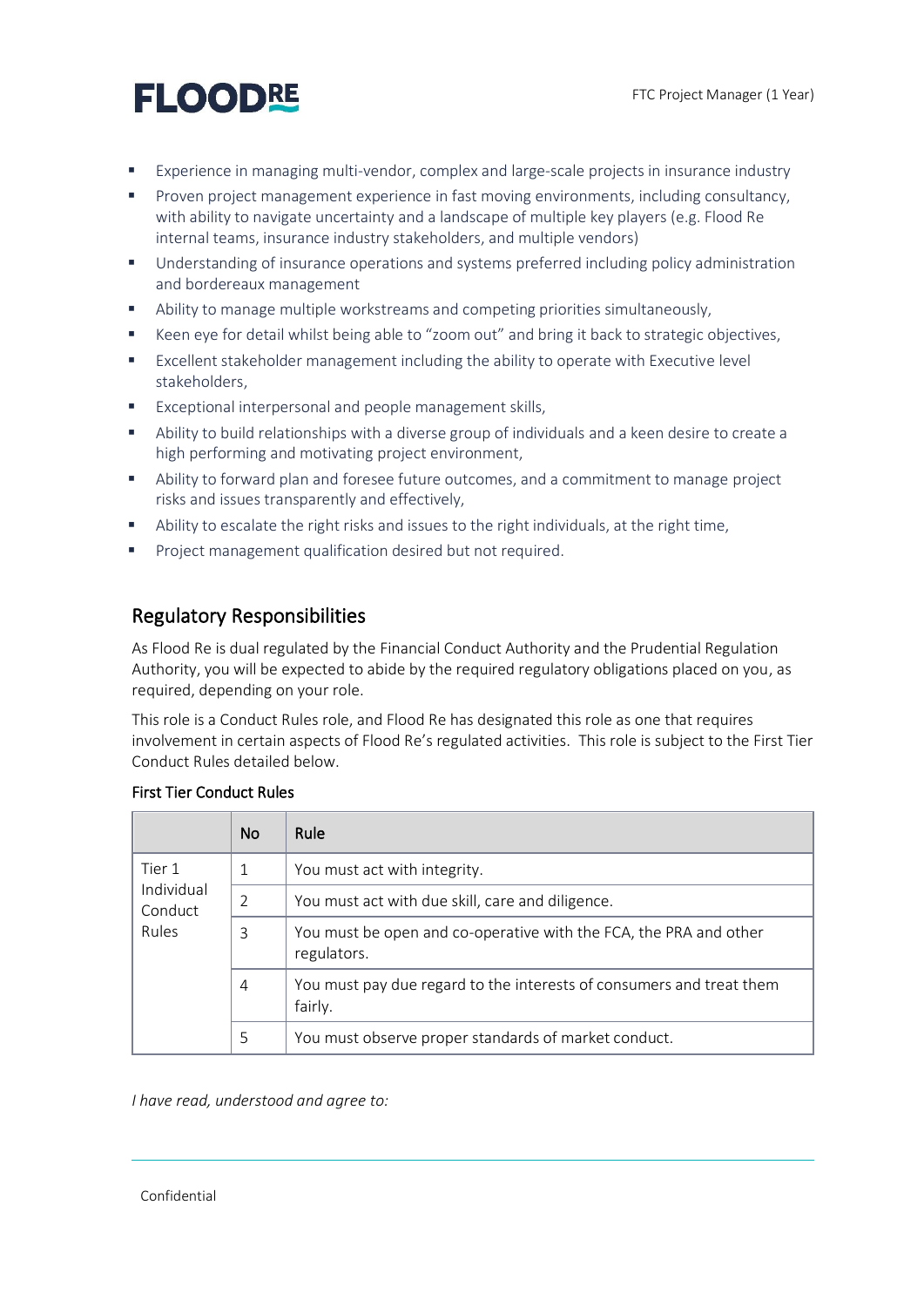- Experience in managing multi-vendor, complex and large-scale projects in insurance industry
- Proven project management experience in fast moving environments, including consultancy, with ability to navigate uncertainty and a landscape of multiple key players (e.g. Flood Re internal teams, insurance industry stakeholders, and multiple vendors)
- Understanding of insurance operations and systems preferred including policy administration and bordereaux management
- Ability to manage multiple workstreams and competing priorities simultaneously,
- Keen eye for detail whilst being able to "zoom out" and bring it back to strategic objectives,
- Excellent stakeholder management including the ability to operate with Executive level stakeholders,
- Exceptional interpersonal and people management skills,
- Ability to build relationships with a diverse group of individuals and a keen desire to create a high performing and motivating project environment,
- Ability to forward plan and foresee future outcomes, and a commitment to manage project risks and issues transparently and effectively,
- Ability to escalate the right risks and issues to the right individuals, at the right time,
- Project management qualification desired but not required.

## Regulatory Responsibilities

As Flood Re is dual regulated by the Financial Conduct Authority and the Prudential Regulation Authority, you will be expected to abide by the required regulatory obligations placed on you, as required, depending on your role.

This role is a Conduct Rules role, and Flood Re has designated this role as one that requires involvement in certain aspects of Flood Re's regulated activities. This role is subject to the First Tier Conduct Rules detailed below.

### First Tier Conduct Rules

| | No | Rule |
|---|---|---|
| Tier 1 Individual Conduct Rules | 1 | You must act with integrity. |
| | 2 | You must act with due skill, care and diligence. |
| | 3 | You must be open and co-operative with the FCA, the PRA and other regulators. |
| | 4 | You must pay due regard to the interests of consumers and treat them fairly. |
| | 5 | You must observe proper standards of market conduct. |

*I have read, understood and agree to:*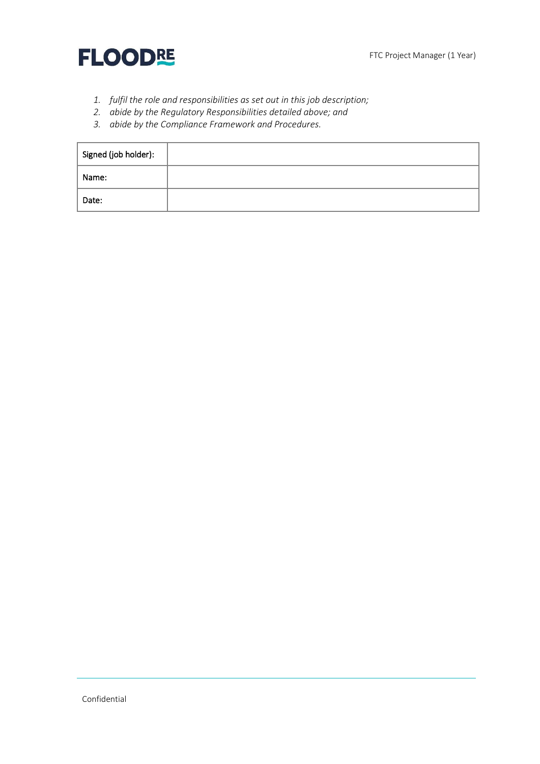1. *fulfil the role and responsibilities as set out in this job description;*
2. *abide by the Regulatory Responsibilities detailed above; and*
3. *abide by the Compliance Framework and Procedures.*

| | |
|---|---|
| Signed (job holder): | |
| Name: | |
| Date: | |